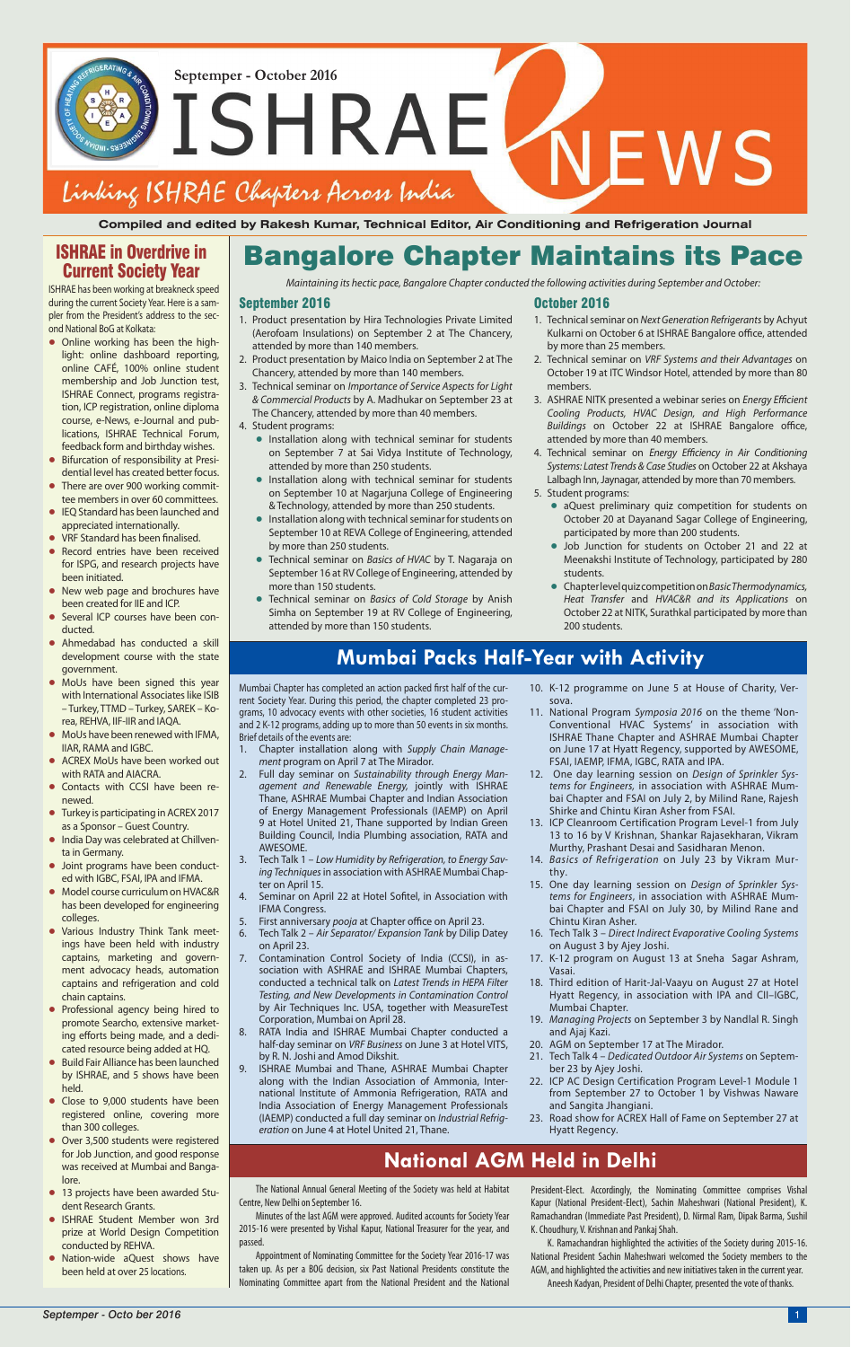Septemper - October 2016

# ISHRAE NEWS

Linking ISHRAE Chapters Across India

**Compiled and edited by Rakesh Kumar, Technical Editor, Air Conditioning and Refrigeration Journal**

## ISHRAE in Overdrive in Current Society Year

ISHRAE has been working at breakneck speed during the current Society Year. Here is a sampler from the President's address to the second National BoG at Kolkata:

- Online working has been the highlight: online dashboard reporting, online CAFÉ, 100% online student membership and Job Junction test, online ICP registration, online diploma course, e-News, e-Journal and publications, ISHRAE Technical Forum, feedback form and birthday wishes.
- Bifurcation of responsibility at Presidential level has created better focus.
- There are over 900 working committee members in over 60 committees.
- IEQ Standard has been launched and appreciated internationally.
- VRF Standard has been finalised.
- Record entries have been received for ISPG, and research projects have been initiated.
- New web page and brochures have been created for IIE and ICP.
- Several ICP courses have been conducted.
- Ahmedabad has conducted a skill development course with the state government.
- MoUs have been signed this year with International Associates like ISIB – Turkey, TTMD – Turkey, SAREK – Korea, REHVA, IIF-IIR and IAQA.
- MoUs have been renewed with IFMA, IIAR, RAMA and IGBC.
- ACREX MoUs have been worked out with RATA and AIACRA.
- Contacts with CCSI have been renewed.
- Turkey is participating in ACREX 2017 as a Sponsor – Guest Country.
- India Day was celebrated at Chillventa in Germany.
- Joint programs have been conducted with IGBC, FSAI, IPA and IFMA.
- Model course curriculum on HVAC&R has been developed for engineering colleges.
- Various Industry Think Tank meetings have been held with industry captains, marketing and government advocacy heads, automation captains and refrigeration and cold chain captains.
- Professional agency being hired to promote Searcho, extensive marketing efforts being made, and a dedicated resource being added at HQ.
- Build Fair Alliance has been launched by ISHRAE, and 5 shows have been held.
- Close to 9,000 students have been registered online, covering more than 300 colleges.
- Over 3,500 students were registered for Job Junction, and good response was received at Mumbai and Bangalore.
- 13 projects have been awarded Student Research Grants.
- ISHRAE Student Member won 3rd prize at World Design Competition conducted by REHVA.
- Nation-wide aQuest shows have been held at over 25 locations.

## Bangalore Chapter Maintains its Pace

*Maintaining its hectic pace, Bangalore Chapter conducted the following activities during September and October:*

### September 2016

1. Product presentation by Hira Technologies Private Limited (Aerofoam Insulations) on September 2 at The Chancery, attended by more than 140 members.
2. Product presentation by Maico India on September 2 at The Chancery, attended by more than 140 members.
3. Technical seminar on *Importance of Service Aspects for Light & Commercial Products* by A. Madhukar on September 23 at The Chancery, attended by more than 40 members.
4. Student programs:
   - Installation along with technical seminar for students on September 7 at Sai Vidya Institute of Technology, attended by more than 250 students.
   - Installation along with technical seminar for students on September 10 at Nagarjuna College of Engineering & Technology, attended by more than 250 students.
   - Installation along with technical seminar for students on September 10 at REVA College of Engineering, attended by more than 250 students.
   - Technical seminar on *Basics of HVAC* by T. Nagaraja on September 16 at RV College of Engineering, attended by more than 150 students.
   - Technical seminar on *Basics of Cold Storage* by Anish Simha on September 19 at RV College of Engineering, attended by more than 150 students.

### October 2016

1. Technical seminar on *Next Generation Refrigerants* by Achyut Kulkarni on October 6 at ISHRAE Bangalore office, attended by more than 25 members.
2. Technical seminar on *VRF Systems and their Advantages* on October 19 at ITC Windsor Hotel, attended by more than 80 members.
3. ASHRAE NITK presented a webinar series on *Energy Efficient Cooling Products, HVAC Design, and High Performance Buildings* on October 22 at ISHRAE Bangalore office, attended by more than 40 members.
4. Technical seminar on *Energy Efficiency in Air Conditioning Systems: Latest Trends & Case Studies* on October 22 at Akshaya Lalbagh Inn, Jaynagar, attended by more than 70 members.
5. Student programs:
   - aQuest preliminary quiz competition for students on October 20 at Dayanand Sagar College of Engineering, participated by more than 200 students.
   - Job Junction for students on October 21 and 22 at Meenakshi Institute of Technology, participated by 280 students.
   - Chapter level quiz competition on *Basic Thermodynamics, Heat Transfer* and *HVAC&R and its Applications* on October 22 at NITK, Surathkal participated by more than 200 students.

## Mumbai Packs Half-Year with Activity

Mumbai Chapter has completed an action packed first half of the current Society Year. During this period, the chapter completed 23 programs, 10 advocacy events with other societies, 16 student activities and 2 K-12 programs, adding up to more than 50 events in six months. Brief details of the events are:

1. Chapter installation along with *Supply Chain Management* program on April 7 at The Mirador.
2. Full day seminar on *Sustainability through Energy Management and Renewable Energy,* jointly with ISHRAE Thane, ASHRAE Mumbai Chapter and Indian Association of Energy Management Professionals (IAEMP) on April 9 at Hotel United 21, Thane supported by Indian Green Building Council, India Plumbing association, RATA and AWESOME.
3. Tech Talk 1 – *Low Humidity by Refrigeration, to Energy Saving Techniques* in association with ASHRAE Mumbai Chapter on April 15.
4. Seminar on April 22 at Hotel Sofitel, in Association with IFMA Congress.
5. First anniversary *pooja* at Chapter office on April 23.
6. Tech Talk 2 – *Air Separator/ Expansion Tank* by Dilip Datey on April 23.
7. Contamination Control Society of India (CCSI), in association with ASHRAE and ISHRAE Mumbai Chapters, conducted a technical talk on *Latest Trends in HEPA Filter Testing, and New Developments in Contamination Control* by Air Techniques Inc. USA, together with MeasureTest Corporation, Mumbai on April 28.
8. RATA India and ISHRAE Mumbai Chapter conducted a half-day seminar on *VRF Business* on June 3 at Hotel VITS, by R. N. Joshi and Amod Dikshit.
9. ISHRAE Mumbai and Thane, ASHRAE Mumbai Chapter along with the Indian Association of Ammonia, International Institute of Ammonia Refrigeration, RATA and India Association of Energy Management Professionals (IAEMP) conducted a full day seminar on *Industrial Refrigeration* on June 4 at Hotel United 21, Thane.
10. K-12 programme on June 5 at House of Charity, Versova.
11. National Program *Symposia 2016* on the theme 'Non-Conventional HVAC Systems' in association with ISHRAE Thane Chapter and ASHRAE Mumbai Chapter on June 17 at Hyatt Regency, supported by AWESOME, FSAI, IAEMP, IFMA, IGBC, RATA and IPA.
12. One day learning session on *Design of Sprinkler Systems for Engineers,* in association with ASHRAE Mumbai Chapter and FSAI on July 2, by Milind Rane, Rajesh Shirke and Chintu Kiran Asher from FSAI.
13. ICP Cleanroom Certification Program Level-1 from July 13 to 16 by V Krishnan, Shankar Rajasekharan, Vikram Murthy, Prashant Desai and Sasidharan Menon.
14. *Basics of Refrigeration* on July 23 by Vikram Murthy.
15. One day learning session on *Design of Sprinkler Systems for Engineers*, in association with ASHRAE Mumbai Chapter and FSAI on July 30, by Milind Rane and Chintu Kiran Asher.
16. Tech Talk 3 – *Direct Indirect Evaporative Cooling Systems* on August 3 by Ajey Joshi.
17. K-12 program on August 13 at Sneha Sagar Ashram, Vasai.
18. Third edition of Harit-Jal-Vaayu on August 27 at Hotel Hyatt Regency, in association with IPA and CII–IGBC, Mumbai Chapter.
19. *Managing Projects* on September 3 by Nandlal R. Singh and Ajaj Kazi.
20. AGM on September 17 at The Mirador.
21. Tech Talk 4 – *Dedicated Outdoor Air Systems* on September 23 by Ajey Joshi.
22. ICP AC Design Certification Program Level-1 Module 1 from September 27 to October 1 by Vishwas Naware and Sangita Jhangiani.
23. Road show for ACREX Hall of Fame on September 27 at Hyatt Regency.

## National AGM Held in Delhi

The National Annual General Meeting of the Society was held at Habitat Centre, New Delhi on September 16.

Minutes of the last AGM were approved. Audited accounts for Society Year 2015-16 were presented by Vishal Kapur, National Treasurer for the year, and passed.

Appointment of Nominating Committee for the Society Year 2016-17 was taken up. As per a BOG decision, six Past National Presidents constitute the Nominating Committee apart from the National President and the National President-Elect. Accordingly, the Nominating Committee comprises Vishal Kapur (National President-Elect), Sachin Maheshwari (National President), K. Ramachandran (Immediate Past President), D. Nirmal Ram, Dipak Barma, Sushil K. Choudhury, V. Krishnan and Pankaj Shah.

K. Ramachandran highlighted the activities of the Society during 2015-16. National President Sachin Maheshwari welcomed the Society members to the AGM, and highlighted the activities and new initiatives taken in the current year.

Aneesh Kadyan, President of Delhi Chapter, presented the vote of thanks.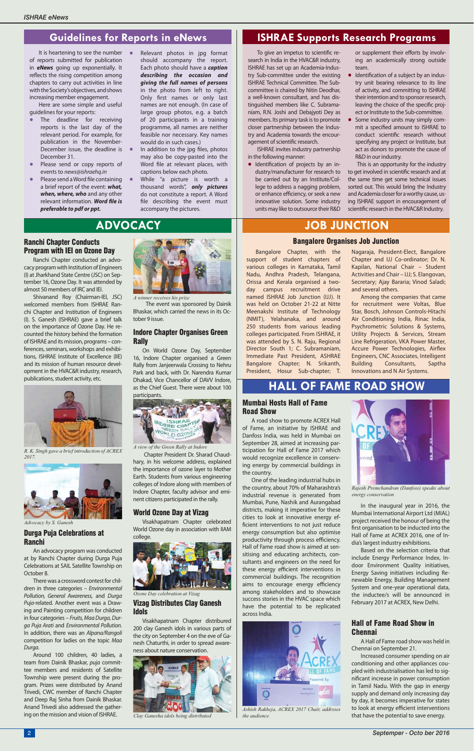## Guidelines for Reports in eNews

It is heartening to see the number of reports submitted for publication in ***eNews*** going up exponentially. It reflects the rising competition among chapters to carry out activities in line with the Society's objectives, and shows increasing member engagement.

Here are some simple and useful guidelines for your reports:

- The deadline for receiving reports is the last day of the relevant period. For example, for publication in the November-December issue, the deadline is December 31.
- Please send or copy reports of events to *news@ishraehq.in*
- Please send a Word file containing a brief report of the event: ***what, when, where, who*** and any other relevant information. ***Word file is preferable to pdf or ppt.***
- Relevant photos in jpg format should accompany the report. Each photo should have a ***caption describing the occasion and giving the full names of persons*** in the photo from left to right. Only first names or only last names are not enough. (In case of large group photos, e.g. a batch of 20 participants in a training programme, all names are neither feasible nor necessary. Key names would do in such cases.)
- In addition to the jpg files, photos may also be copy-pasted into the Word file at relevant places, with captions below each photo.
- While "a picture is worth a thousand words", ***only pictures*** do not constitute a report. A Word file describing the event must accompany the pictures.

## ISHRAE Supports Research Programs

To give an impetus to scientific research in India in the HVAC&R industry, ISHRAE has set up an Academia-Industry Sub-committee under the existing ISHRAE Technical Committee. The Sub-committee is chaired by Nitin Deodhar, a well-known consultant, and has distinguished members like C. Subramaniam, R.N. Joshi and Debajyoti Dey as members. Its primary task is to promote closer partnership between the Industry and Academia towards the encouragement of scientific research.

ISHRAE invites industry partnership in the following manner:

- Identification of projects by an industry/manufacturer for research to be carried out by an Institute/College to address a nagging problem, or enhance efficiency, or seek a new innovative solution. Some industry units may like to outsource their R&D or supplement their efforts by involving an academically strong outside team.
- Identification of a subject by an industry unit bearing relevance to its line of activity, and committing to ISHRAE their intention and to sponsor research, leaving the choice of the specific project or Institute to the Sub-committee.
- Some industry units may simply commit a specified amount to ISHRAE to conduct scientific research without specifying any project or Institute, but act as donors to promote the cause of R&D in our industry.

This is an opportunity for the industry to get involved in scientific research and at the same time get some technical issues sorted out. This would bring the Industry and Academia closer for a worthy cause, using ISHRAE support in encouragement of scientific research in the HVAC&R Industry.

## ADVOCACY

### Ranchi Chapter Conducts Program with IEI on Ozone Day

Ranchi Chapter conducted an advocacy program with Institution of Engineers (I) at Jharkhand State Centre (JSC) on September 16, Ozone Day. It was attended by almost 50 members of IRC and IEI.

Shivanand Roy (Chairman-IEI, JSC) welcomed members from ISHRAE Ranchi Chapter and Institution of Engineers (I). S. Ganesh (ISHRAE) gave a brief talk on the importance of Ozone Day. He recounted the history behind the formation of ISHRAE and its mission, programs – conferences, seminars, workshops and exhibitions, ISHRAE Institute of Excellence (IIE) and its mission of human resource development in the HVAC&R industry, research, publications, student activity, etc.

*R. K. Singh gave a brief introduction of ACREX 2017.*

*Advocacy by S. Ganesh*

### Durga Puja Celebrations at Ranchi

An advocacy program was conducted at by Ranchi Chapter during Durga Puja Celebrations at SAIL Satellite Township on October 8.

There was a crossword contest for children in three categories – *Environmental Pollution, General Awareness,* and *Durga Puja*-related. Another event was a Drawing and Painting competition for children in four categories – *Fruits, Maa Durga, Durga Puja Arati* and *Environmental Pollution.* In addition, there was an *Alpana/Rangoli* competition for ladies on the topic *Maa Durga.*

Around 100 children, 40 ladies, a team from Dainik Bhaskar, *puja* committee members and residents of Satellite Township were present during the program. Prizes were distributed by Anand Trivedi, CWC member of Ranchi Chapter and Deep Raj Sinha from Dainik Bhaskar. Anand Trivedi also addressed the gathering on the mission and vision of ISHRAE.

*A winner receives his prize*

The event was sponsored by Dainik Bhaskar, which carried the news in its October 9 issue.

### Indore Chapter Organises Green Rally

On World Ozone Day, September 16, Indore Chapter organised a Green Rally from Janjeerwala Crossing to Nehru Park and back, with Dr. Narendra Kumar Dhakad, Vice Chancellor of DAVV Indore, as the Chief Guest. There were about 100 participants.

*A view of the Green Rally at Indore*

Chapter President Dr. Sharad Chaudhary, in his welcome address, explained the importance of ozone layer to Mother Earth. Students from various engineering colleges of Indore along with members of Indore Chapter, faculty advisor and eminent citizens participated in the rally.

### World Ozone Day at Vizag

Visakhapatnam Chapter celebrated World Ozone day in association with IIAM college.

*Ozone Day celebration at Vizag*

### Vizag Distributes Clay Ganesh Idols

Visakhapatnam Chapter distributed 200 clay Ganesh idols in various parts of the city on September 4 on the eve of Ganesh Chaturthi, in order to spread awareness about nature conservation.

*Clay Ganesha idols being distributed*

## JOB JUNCTION

### Bangalore Organises Job Junction

Bangalore Chapter, with the support of student chapters of various colleges in Karnataka, Tamil Nadu, Andhra Pradesh, Telangana, Orissa and Kerala organised a two-day campus recruitment drive named ISHRAE Job Junction (IJJ). It was held on October 21-22 at Nitte Meenakshi Institute of Technology (NMIT), Yelahanaka, and around 250 students from various leading colleges participated. From ISHRAE, it was attended by S. N. Raju, Regional Director South 1; C. Subramaniam, Immediate Past President, ASHRAE Bangalore Chapter; N. Srikanth, President, Hosur Sub-chapter; T. Nagaraja, President-Elect, Bangalore Chapter and IJJ Co-ordinator; Dr. N. Kapilan, National Chair – Student Activities and Chair – IJJ; S. Elangovan, Secretary; Ajay Bararia; Vinod Saladi; and several others.

Among the companies that came for recruitment were Voltas, Blue Star, Bosch, Johnson Controls-Hitachi Air Conditioning India, Rinac India, Psychrometric Solutions & Systems, Utility Projects & Services, Stream Line Refrigeration, VKA Power Master, Accure Power Technologies, Airflex Engineers, CNC Associates, Intelligent Building Consultants, Saptha Innovations and N Air Systems.

## HALL OF FAME ROAD SHOW

### Mumbai Hosts Hall of Fame Road Show

A road show to promote ACREX Hall of Fame, an initiative by ISHRAE and Danfoss India, was held in Mumbai on September 28, aimed at increasing participation for Hall of Fame 2017 which would recognize excellence in conserving energy by commercial buildings in the country.

One of the leading industrial hubs in the country, about 70% of Maharashtra's industrial revenue is generated from Mumbai, Pune, Nashik and Aurangabad districts, making it imperative for these cities to look at innovative energy efficient interventions to not just reduce energy consumption but also optimise productivity through process efficiency. Hall of Fame road show is aimed at sensitising and educating architects, consultants and engineers on the need for these energy efficient interventions in commercial buildings. The recognition aims to encourage energy efficiency among stakeholders and to showcase success stories in the HVAC space which have the potential to be replicated across India.

*Ashish Rakheja, ACREX 2017 Chair, addrsses the audience*

*Rajesh Premchandran (Danfoss) speaks about energy conservation*

In the inaugural year in 2016, the Mumbai International Airport Ltd (MIAL) project received the honour of being the first organisation to be inducted into the Hall of Fame at ACREX 2016, one of India's largest industry exhibitions.

Based on the selection criteria that include Energy Performance Index, Indoor Environment Quality initiatives, Energy Saving initiatives including Renewable Energy, Building Management System and one-year operational data, the inductee/s will be announced in February 2017 at ACREX, New Delhi.

### Hall of Fame Road Show in Chennai

A Hall of Fame road show was held in Chennai on September 21.

Increased consumer spending on air conditioning and other appliances coupled with industrialisation has led to significant increase in power consumption in Tamil Nadu. With the gap in energy supply and demand only increasing day by day, it becomes imperative for states to look at energy efficient interventions that have the potential to save energy.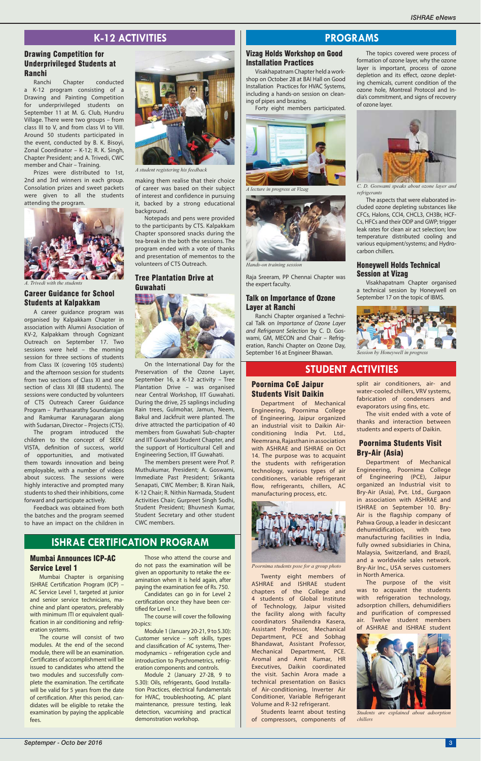# K-12 ACTIVITIES

## Drawing Competition for Underprivileged Students at Ranchi

Ranchi Chapter conducted a K-12 program consisting of a Drawing and Painting Competition for underprivileged students on September 11 at M. G. Club, Hundru Village. There were two groups – from class III to V, and from class VI to VIII. Around 50 students participated in the event, conducted by B. K. Bisoyi, Zonal Coordinator – K-12; R. K. Singh, Chapter President; and A. Trivedi, CWC member and Chair – Training.

Prizes were distributed to 1st, 2nd and 3rd winners in each group. Consolation prizes and sweet packets were given to all the students attending the program.

*A. Trivedi with the students*

## Career Guidance for School Students at Kalpakkam

A career guidance program was organised by Kalpakkam Chapter in association with Alumni Association of KV-2, Kalpakkam through Cognizant Outreach on September 17. Two sessions were held – the morning session for three sections of students from Class IX (covering 105 students) and the afternoon session for students from two sections of Class XI and one section of class XII (88 students). The sessions were conducted by volunteers of CTS Outreach Career Guidance Program – Parthasarathy Soundarrajan and Ramkumar Karunagaran along with Sudarsan, Director – Projects (CTS).

The program introduced the children to the concept of SEEK/VISTA, definition of success, world of opportunities, and motivated them towards innovation and being employable, with a number of videos about success. The sessions were highly interactive and prompted many students to shed their inhibitions, come forward and participate actively.

Feedback was obtained from both the batches and the program seemed to have an impact on the children in making them realise that their choice of career was based on their subject of interest and confidence in pursuing it, backed by a strong educational background.

*A student registering his feedback*

Notepads and pens were provided to the participants by CTS. Kalpakkam Chapter sponsored snacks during the tea-break in the both the sessions. The program ended with a vote of thanks and presentation of mementos to the volunteers of CTS Outreach.

## Tree Plantation Drive at Guwahati

On the International Day for the Preservation of the Ozone Layer, September 16, a K-12 activity – Tree Plantation Drive – was organised near Central Workshop, IIT Guwahati. During the drive, 25 saplings including Rain trees, Gulmohar, Jamun, Neem, Bakul and Jackfruit were planted. The drive attracted the participation of 40 members from Guwahati Sub-chapter and IIT Guwahati Student Chapter, and the support of Horticultural Cell and Engineering Section, IIT Guwahati.

The members present were Prof. P. Muthukumar, President; A. Goswami, Immediate Past President; Srikanta Senapati, CWC Member; B. Kiran Naik, K-12 Chair; R. Nithin Narmada, Student Activities Chair; Gurpreet Singh Sodhi, Student President; Bhuvnesh Kumar, Student Secretary and other student CWC members.

# PROGRAMS

## Vizag Holds Workshop on Good Installation Practices

Visakhapatnam Chapter held a workshop on October 28 at BAI Hall on Good Installation Practices for HVAC Systems, including a hands-on session on cleaning of pipes and brazing.

Forty eight members participated.

*A lecture in progress at Vizag*

*Hands-on training session*

Raja Sreeram, PP Chennai Chapter was the expert faculty.

## Talk on Importance of Ozone Layer at Ranchi

Ranchi Chapter organised a Technical Talk on *Importance of Ozone Layer and Refrigerant Selection* by C. D. Goswami, GM, MECON and Chair – Refrigeration, Ranchi Chapter on Ozone Day, September 16 at Engineer Bhawan.

The topics covered were process of formation of ozone layer, why the ozone layer is important, process of ozone depletion and its effect, ozone depleting chemicals, current condition of the ozone hole, Montreal Protocol and India's commitment, and signs of recovery of ozone layer.

*C. D. Goswami speaks about ozone layer and refrigerants*

The aspects that were elaborated included ozone depleting substances like CFCs, Halons, CCl4, CHCL3, CH3Br, HCFCs, HFCs and their ODP and GWP; trigger leak rates for clean air act selection; low temperature distributed cooling and various equipment/systems; and Hydrocarbon chillers.

## Honeywell Holds Technical Session at Vizag

Visakhapatnam Chapter organised a technical session by Honeywell on September 17 on the topic of IBMS.

*Session by Honeywell in progress*

# STUDENT ACTIVITIES

## Poornima CoE Jaipur Students Visit Daikin

Department of Mechanical Engineering, Poornima College of Engineering, Jaipur organized an industrial visit to Daikin Airconditioning India Pvt. Ltd., Neemrana, Rajasthan in association with ASHRAE and ISHRAE on Oct 14. The purpose was to acquaint the students with refrigeration technology, various types of air conditioners, variable refrigerant flow, refrigerants, chillers, AC manufacturing process, etc.

*Poornima students pose for a group photo*

Twenty eight members of ASHRAE and ISHRAE student chapters of the College and 4 students of Global Institute of Technology, Jaipur visited the facility along with faculty coordinators Shailendra Kasera, Assistant Professor, Mechanical Department, PCE and Sobhag Bhandawat, Assistant Professor, Mechanical Department, PCE. Aromal and Amit Kumar, HR Executives, Daikin coordinated the visit. Sachin Arora made a technical presentation on Basics of Air-conditioning, Inverter Air Conditioner, Variable Refrigerant Volume and R-32 refrigerant.

Students learnt about testing of compressors, components of split air conditioners, air- and water-cooled chillers, VRV systems, fabrication of condensers and evaporators using fins, etc.

The visit ended with a vote of thanks and interaction between students and experts of Daikin.

## Poornima Students Visit Bry-Air (Asia)

Department of Mechanical Engineering, Poornima College of Engineering (PCE), Jaipur organized an Industrial visit to Bry-Air (Asia), Pvt. Ltd., Gurgaon in association with ASHRAE and ISHRAE on September 10. Bry-Air is the flagship company of Pahwa Group, a leader in desiccant dehumidification, with two manufacturing facilities in India, fully owned subsidiaries in China, Malaysia, Switzerland, and Brazil, and a worldwide sales network. Bry-Air Inc., USA serves customers in North America.

The purpose of the visit was to acquaint the students with refrigeration technology, adsorption chillers, dehumidifiers and purification of compressed air. Twelve student members of ASHRAE and ISHRAE student

*Students are explained about adsorption chillers*

# ISHRAE CERTIFICATION PROGRAM

## Mumbai Announces ICP-AC Service Level 1

Mumbai Chapter is organising ISHRAE Certification Program (ICP) – AC Service Level 1, targeted at junior and senior service technicians, machine and plant operators, preferably with minimum ITI or equivalent qualification in air conditioning and refrigeration systems.

The course will consist of two modules. At the end of the second module, there will be an examination. Certificates of accomplishment will be issued to candidates who attend the two modules and successfully complete the examination. The certificate will be valid for 5 years from the date of certification. After this period, candidates will be eligible to retake the examination by paying the applicable fees.

Those who attend the course and do not pass the examination will be given an opportunity to retake the examination when it is held again, after paying the examination fee of Rs. 750.

Candidates can go in for Level 2 certification once they have been certified for Level 1.

The course will cover the following topics:

Module 1 (January 20-21, 9 to 5.30): Customer service – soft skills, types and classification of AC systems, Thermodynamics – refrigeration cycle and introduction to Psychrometrics, refrigeration components and controls.

Module 2 (January 27-28, 9 to 5.30): Oils, refrigerants, Good Installation Practices, electrical fundamentals for HVAC, troubleshooting, AC plant maintenance, pressure testing, leak detection, vacumising and practical demonstration workshop.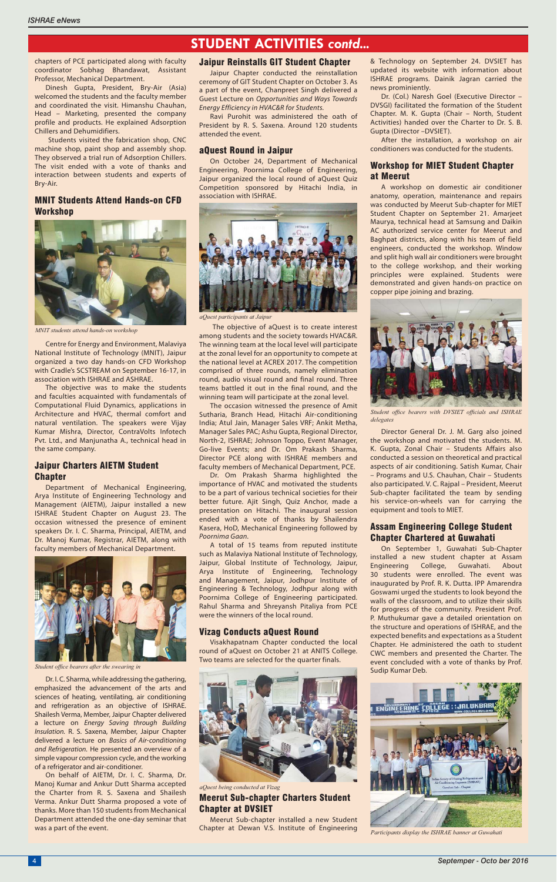# STUDENT ACTIVITIES *contd...*

chapters of PCE participated along with faculty coordinator Sobhag Bhandawat, Assistant Professor, Mechanical Department.

Dinesh Gupta, President, Bry-Air (Asia) welcomed the students and the faculty member and coordinated the visit. Himanshu Chauhan, Head – Marketing, presented the company profile and products. He explained Adsorption Chillers and Dehumidifiers.

Students visited the fabrication shop, CNC machine shop, paint shop and assembly shop. They observed a trial run of Adsorption Chillers. The visit ended with a vote of thanks and interaction between students and experts of Bry-Air.

## MNIT Students Attend Hands-on CFD Workshop

*MNIT students attend hands-on workshop*

Centre for Energy and Environment, Malaviya National Institute of Technology (MNIT), Jaipur organized a two day hands-on CFD Workshop with Cradle's SCSTREAM on September 16-17, in association with ISHRAE and ASHRAE.

The objective was to make the students and faculties acquainted with fundamentals of Computational Fluid Dynamics, applications in Architecture and HVAC, thermal comfort and natural ventilation. The speakers were Vijay Kumar Mishra, Director, ContraVolts Infotech Pvt. Ltd., and Manjunatha A., technical head in the same company.

## Jaipur Charters AIETM Student Chapter

Department of Mechanical Engineering, Arya Institute of Engineering Technology and Management (AIETM), Jaipur installed a new ISHRAE Student Chapter on August 23. The occasion witnessed the presence of eminent speakers Dr. I. C. Sharma, Principal, AIETM, and Dr. Manoj Kumar, Registrar, AIETM, along with faculty members of Mechanical Department.

*Student office bearers after the swearing in*

Dr. I. C. Sharma, while addressing the gathering, emphasized the advancement of the arts and sciences of heating, ventilating, air conditioning and refrigeration as an objective of ISHRAE. Shailesh Verma, Member, Jaipur Chapter delivered a lecture on *Energy Saving through Building Insulation*. R. S. Saxena, Member, Jaipur Chapter delivered a lecture on *Basics of Air-conditioning and Refrigeration*. He presented an overview of a simple vapour compression cycle, and the working of a refrigerator and air-conditioner.

On behalf of AIETM, Dr. I. C. Sharma, Dr. Manoj Kumar and Ankur Dutt Sharma accepted the Charter from R. S. Saxena and Shailesh Verma. Ankur Dutt Sharma proposed a vote of thanks. More than 150 students from Mechanical Department attended the one-day seminar that was a part of the event.

## Jaipur Reinstalls GIT Student Chapter

Jaipur Chapter conducted the reinstallation ceremony of GIT Student Chapter on October 3. As a part of the event, Chanpreet Singh delivered a Guest Lecture on *Opportunities and Ways Towards Energy Efficiency in HVAC&R for Students*.

Ravi Purohit was administered the oath of President by R. S. Saxena. Around 120 students attended the event.

## aQuest Round in Jaipur

On October 24, Department of Mechanical Engineering, Poornima College of Engineering, Jaipur organized the local round of aQuest Quiz Competition sponsored by Hitachi India, in association with ISHRAE.

*aQuest participants at Jaipur*

The objective of aQuest is to create interest among students and the society towards HVAC&R. The winning team at the local level will participate at the zonal level for an opportunity to compete at the national level at ACREX 2017. The competition comprised of three rounds, namely elimination round, audio visual round and final round. Three teams battled it out in the final round, and the winning team will participate at the zonal level.

The occasion witnessed the presence of Amit Sutharia, Branch Head, Hitachi Air-conditioning India; Atul Jain, Manager Sales VRF; Ankit Metha, Manager Sales PAC; Ashu Gupta, Regional Director, North-2, ISHRAE; Johnson Toppo, Event Manager, Go-live Events; and Dr. Om Prakash Sharma, Director PCE along with ISHRAE members and faculty members of Mechanical Department, PCE.

Dr. Om Prakash Sharma highlighted the importance of HVAC and motivated the students to be a part of various technical societies for their better future. Ajit Singh, Quiz Anchor, made a presentation on Hitachi. The inaugural session ended with a vote of thanks by Shailendra Kasera, HoD, Mechanical Engineering followed by *Poornima Gaan*.

A total of 15 teams from reputed institute such as Malaviya National Institute of Technology, Jaipur, Global Institute of Technology, Jaipur, Arya Institute of Engineering, Technology and Management, Jaipur, Jodhpur Institute of Engineering & Technology, Jodhpur along with Poornima College of Engineering participated. Rahul Sharma and Shreyansh Pitaliya from PCE were the winners of the local round.

## Vizag Conducts aQuest Round

Visakhapatnam Chapter conducted the local round of aQuest on October 21 at ANITS College. Two teams are selected for the quarter finals.

*aQuest being conducted at Vizag*

## Meerut Sub-chapter Charters Student Chapter at DVSIET

Meerut Sub-chapter installed a new Student Chapter at Dewan V.S. Institute of Engineering & Technology on September 24. DVSIET has updated its website with information about ISHRAE programs. Dainik Jagran carried the news prominently.

Dr. (Col.) Naresh Goel (Executive Director – DVSGI) facilitated the formation of the Student Chapter. M. K. Gupta (Chair – North, Student Activities) handed over the Charter to Dr. S. B. Gupta (Director –DVSIET).

After the installation, a workshop on air conditioners was conducted for the students.

## Workshop for MIET Student Chapter at Meerut

A workshop on domestic air conditioner anatomy, operation, maintenance and repairs was conducted by Meerut Sub-chapter for MIET Student Chapter on September 21. Amarjeet Maurya, technical head at Samsung and Daikin AC authorized service center for Meerut and Baghpat districts, along with his team of field engineers, conducted the workshop. Window and split high wall air conditioners were brought to the college workshop, and their working principles were explained. Students were demonstrated and given hands-on practice on copper pipe joining and brazing.

*Student office bearers with DVSIET officials and ISHRAE delegates*

Director General Dr. J. M. Garg also joined the workshop and motivated the students. M. K. Gupta, Zonal Chair – Students Affairs also conducted a session on theoretical and practical aspects of air conditioning. Satish Kumar, Chair – Programs and U.S. Chauhan, Chair – Students also participated. V. C. Rajpal – President, Meerut Sub-chapter facilitated the team by sending his service-on-wheels van for carrying the equipment and tools to MIET.

## Assam Engineering College Student Chapter Chartered at Guwahati

On September 1, Guwahati Sub-Chapter installed a new student chapter at Assam Engineering College, Guwahati. About 30 students were enrolled. The event was inaugurated by Prof. R. K. Dutta. IPP Amarendra Goswami urged the students to look beyond the walls of the classroom, and to utilize their skills for progress of the community. President Prof. P. Muthukumar gave a detailed orientation on the structure and operations of ISHRAE, and the expected benefits and expectations as a Student Chapter. He administered the oath to student CWC members and presented the Charter. The event concluded with a vote of thanks by Prof. Sudip Kumar Deb.

*Participants display the ISHRAE banner at Guwahati*